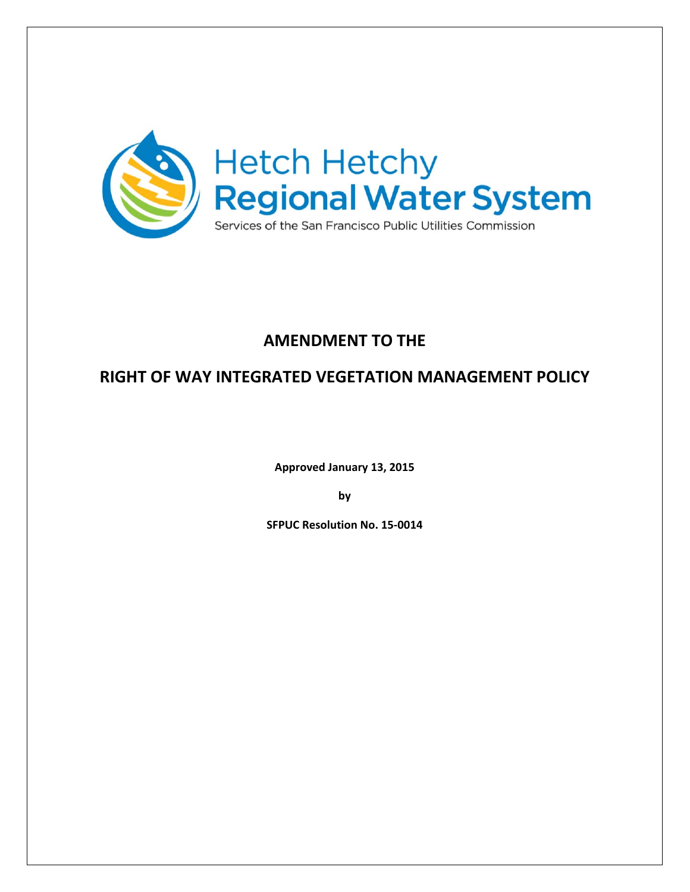Hetch Hetchy
Regional Water System

Services of the San Francisco Public Utilities Commission

# AMENDMENT TO THE

# RIGHT OF WAY INTEGRATED VEGETATION MANAGEMENT POLICY

**Approved January 13, 2015**

**by**

**SFPUC Resolution No. 15-0014**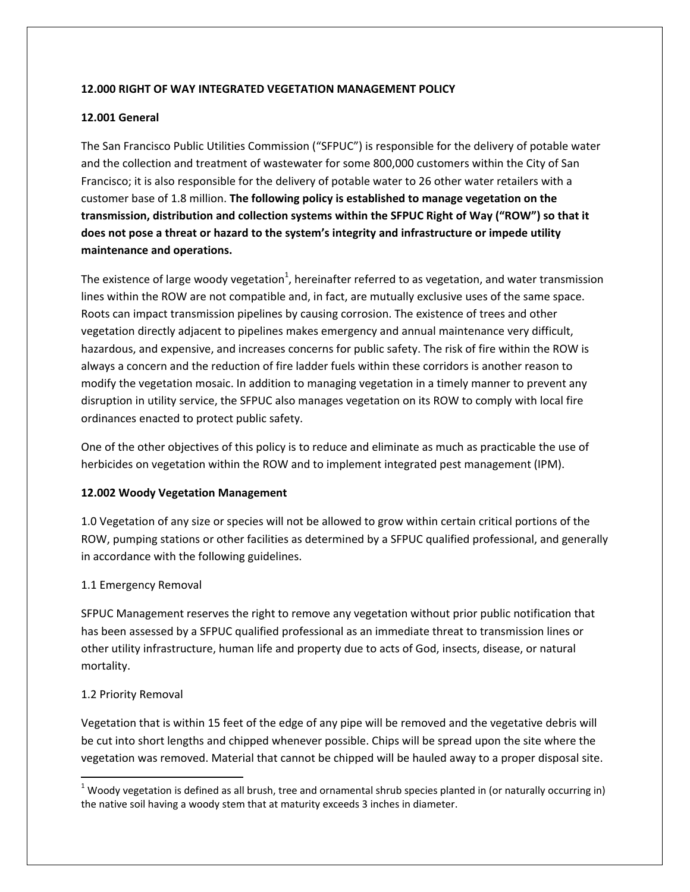**12.000 RIGHT OF WAY INTEGRATED VEGETATION MANAGEMENT POLICY**

**12.001 General**

The San Francisco Public Utilities Commission ("SFPUC") is responsible for the delivery of potable water and the collection and treatment of wastewater for some 800,000 customers within the City of San Francisco; it is also responsible for the delivery of potable water to 26 other water retailers with a customer base of 1.8 million. **The following policy is established to manage vegetation on the transmission, distribution and collection systems within the SFPUC Right of Way ("ROW") so that it does not pose a threat or hazard to the system's integrity and infrastructure or impede utility maintenance and operations.**

The existence of large woody vegetation[1], hereinafter referred to as vegetation, and water transmission lines within the ROW are not compatible and, in fact, are mutually exclusive uses of the same space. Roots can impact transmission pipelines by causing corrosion. The existence of trees and other vegetation directly adjacent to pipelines makes emergency and annual maintenance very difficult, hazardous, and expensive, and increases concerns for public safety. The risk of fire within the ROW is always a concern and the reduction of fire ladder fuels within these corridors is another reason to modify the vegetation mosaic. In addition to managing vegetation in a timely manner to prevent any disruption in utility service, the SFPUC also manages vegetation on its ROW to comply with local fire ordinances enacted to protect public safety.

One of the other objectives of this policy is to reduce and eliminate as much as practicable the use of herbicides on vegetation within the ROW and to implement integrated pest management (IPM).

**12.002 Woody Vegetation Management**

1.0 Vegetation of any size or species will not be allowed to grow within certain critical portions of the ROW, pumping stations or other facilities as determined by a SFPUC qualified professional, and generally in accordance with the following guidelines.

1.1 Emergency Removal

SFPUC Management reserves the right to remove any vegetation without prior public notification that has been assessed by a SFPUC qualified professional as an immediate threat to transmission lines or other utility infrastructure, human life and property due to acts of God, insects, disease, or natural mortality.

1.2 Priority Removal

Vegetation that is within 15 feet of the edge of any pipe will be removed and the vegetative debris will be cut into short lengths and chipped whenever possible. Chips will be spread upon the site where the vegetation was removed. Material that cannot be chipped will be hauled away to a proper disposal site.

---

[1] Woody vegetation is defined as all brush, tree and ornamental shrub species planted in (or naturally occurring in) the native soil having a woody stem that at maturity exceeds 3 inches in diameter.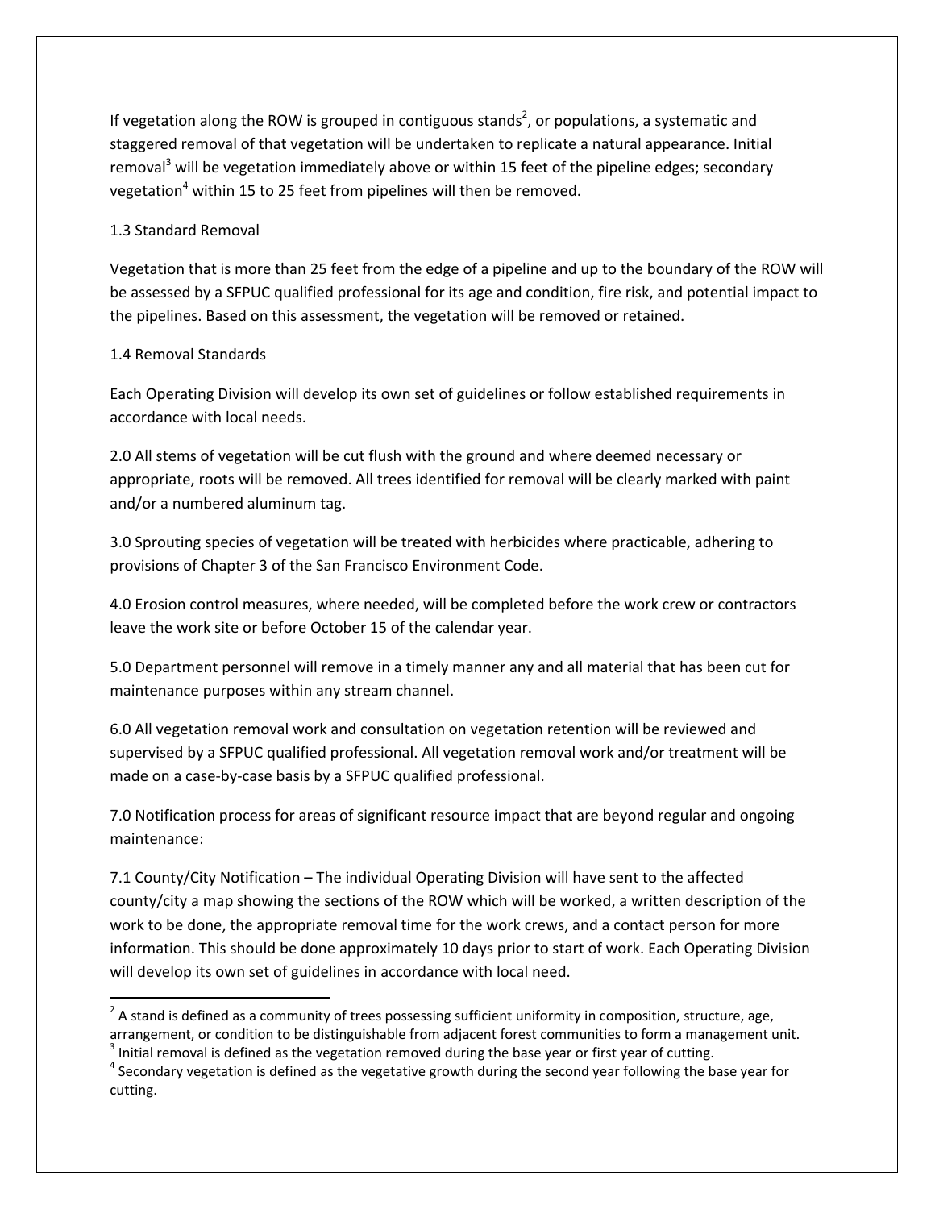If vegetation along the ROW is grouped in contiguous stands[2], or populations, a systematic and staggered removal of that vegetation will be undertaken to replicate a natural appearance. Initial removal[3] will be vegetation immediately above or within 15 feet of the pipeline edges; secondary vegetation[4] within 15 to 25 feet from pipelines will then be removed.

1.3 Standard Removal

Vegetation that is more than 25 feet from the edge of a pipeline and up to the boundary of the ROW will be assessed by a SFPUC qualified professional for its age and condition, fire risk, and potential impact to the pipelines. Based on this assessment, the vegetation will be removed or retained.

1.4 Removal Standards

Each Operating Division will develop its own set of guidelines or follow established requirements in accordance with local needs.

2.0 All stems of vegetation will be cut flush with the ground and where deemed necessary or appropriate, roots will be removed. All trees identified for removal will be clearly marked with paint and/or a numbered aluminum tag.

3.0 Sprouting species of vegetation will be treated with herbicides where practicable, adhering to provisions of Chapter 3 of the San Francisco Environment Code.

4.0 Erosion control measures, where needed, will be completed before the work crew or contractors leave the work site or before October 15 of the calendar year.

5.0 Department personnel will remove in a timely manner any and all material that has been cut for maintenance purposes within any stream channel.

6.0 All vegetation removal work and consultation on vegetation retention will be reviewed and supervised by a SFPUC qualified professional. All vegetation removal work and/or treatment will be made on a case-by-case basis by a SFPUC qualified professional.

7.0 Notification process for areas of significant resource impact that are beyond regular and ongoing maintenance:

7.1 County/City Notification – The individual Operating Division will have sent to the affected county/city a map showing the sections of the ROW which will be worked, a written description of the work to be done, the appropriate removal time for the work crews, and a contact person for more information. This should be done approximately 10 days prior to start of work. Each Operating Division will develop its own set of guidelines in accordance with local need.

---

[2] A stand is defined as a community of trees possessing sufficient uniformity in composition, structure, age, arrangement, or condition to be distinguishable from adjacent forest communities to form a management unit.

[3] Initial removal is defined as the vegetation removed during the base year or first year of cutting.

[4] Secondary vegetation is defined as the vegetative growth during the second year following the base year for cutting.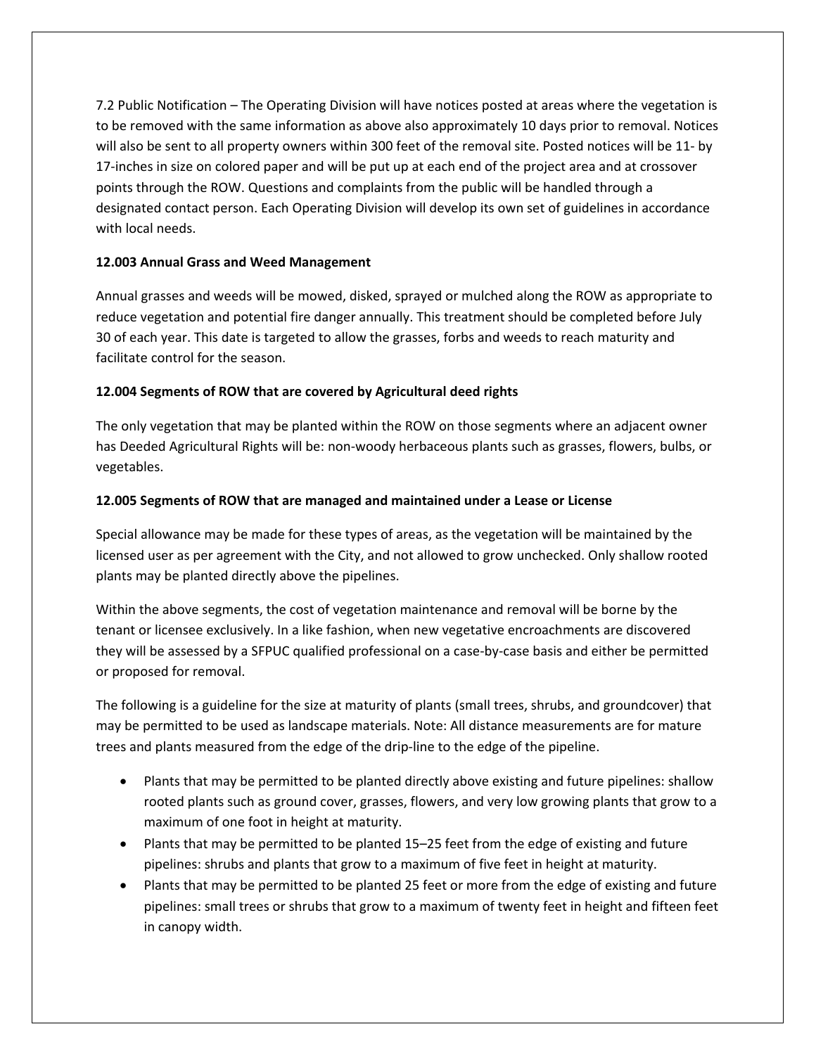7.2 Public Notification – The Operating Division will have notices posted at areas where the vegetation is to be removed with the same information as above also approximately 10 days prior to removal. Notices will also be sent to all property owners within 300 feet of the removal site. Posted notices will be 11- by 17-inches in size on colored paper and will be put up at each end of the project area and at crossover points through the ROW. Questions and complaints from the public will be handled through a designated contact person. Each Operating Division will develop its own set of guidelines in accordance with local needs.

**12.003 Annual Grass and Weed Management**

Annual grasses and weeds will be mowed, disked, sprayed or mulched along the ROW as appropriate to reduce vegetation and potential fire danger annually. This treatment should be completed before July 30 of each year. This date is targeted to allow the grasses, forbs and weeds to reach maturity and facilitate control for the season.

**12.004 Segments of ROW that are covered by Agricultural deed rights**

The only vegetation that may be planted within the ROW on those segments where an adjacent owner has Deeded Agricultural Rights will be: non-woody herbaceous plants such as grasses, flowers, bulbs, or vegetables.

**12.005 Segments of ROW that are managed and maintained under a Lease or License**

Special allowance may be made for these types of areas, as the vegetation will be maintained by the licensed user as per agreement with the City, and not allowed to grow unchecked. Only shallow rooted plants may be planted directly above the pipelines.

Within the above segments, the cost of vegetation maintenance and removal will be borne by the tenant or licensee exclusively. In a like fashion, when new vegetative encroachments are discovered they will be assessed by a SFPUC qualified professional on a case-by-case basis and either be permitted or proposed for removal.

The following is a guideline for the size at maturity of plants (small trees, shrubs, and groundcover) that may be permitted to be used as landscape materials. Note: All distance measurements are for mature trees and plants measured from the edge of the drip-line to the edge of the pipeline.

- Plants that may be permitted to be planted directly above existing and future pipelines: shallow rooted plants such as ground cover, grasses, flowers, and very low growing plants that grow to a maximum of one foot in height at maturity.
- Plants that may be permitted to be planted 15–25 feet from the edge of existing and future pipelines: shrubs and plants that grow to a maximum of five feet in height at maturity.
- Plants that may be permitted to be planted 25 feet or more from the edge of existing and future pipelines: small trees or shrubs that grow to a maximum of twenty feet in height and fifteen feet in canopy width.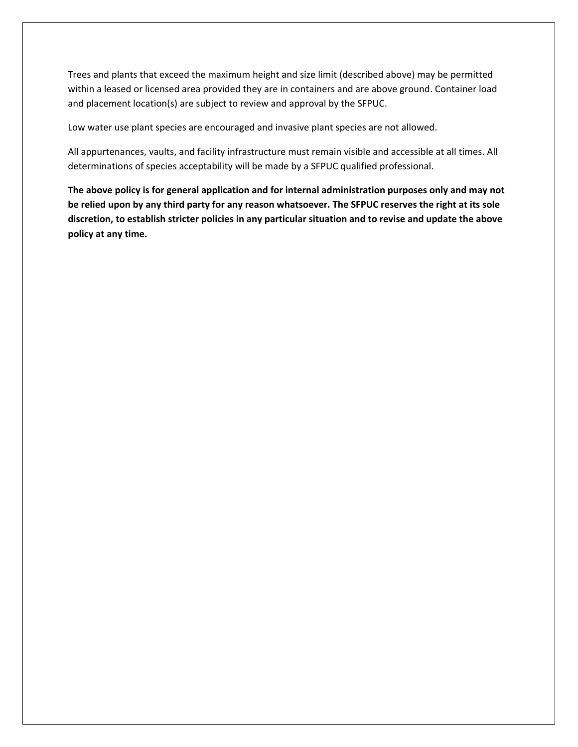Trees and plants that exceed the maximum height and size limit (described above) may be permitted within a leased or licensed area provided they are in containers and are above ground. Container load and placement location(s) are subject to review and approval by the SFPUC.

Low water use plant species are encouraged and invasive plant species are not allowed.

All appurtenances, vaults, and facility infrastructure must remain visible and accessible at all times. All determinations of species acceptability will be made by a SFPUC qualified professional.

**The above policy is for general application and for internal administration purposes only and may not be relied upon by any third party for any reason whatsoever. The SFPUC reserves the right at its sole discretion, to establish stricter policies in any particular situation and to revise and update the above policy at any time.**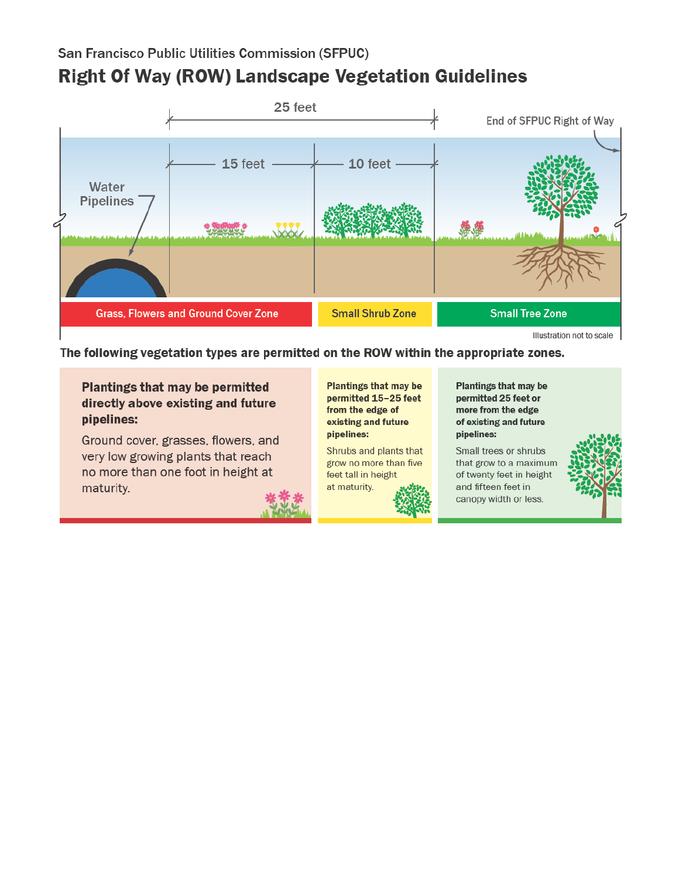San Francisco Public Utilities Commission (SFPUC)

# Right Of Way (ROW) Landscape Vegetation Guidelines

25 feet

15 feet

10 feet

End of SFPUC Right of Way

Water Pipelines

Grass, Flowers and Ground Cover Zone

Small Shrub Zone

Small Tree Zone

Illustration not to scale

**The following vegetation types are permitted on the ROW within the appropriate zones.**

**Plantings that may be permitted directly above existing and future pipelines:**

Ground cover, grasses, flowers, and very low growing plants that reach no more than one foot in height at maturity.

**Plantings that may be permitted 15–25 feet from the edge of existing and future pipelines:**

Shrubs and plants that grow no more than five feet tall in height at maturity.

**Plantings that may be permitted 25 feet or more from the edge of existing and future pipelines:**

Small trees or shrubs that grow to a maximum of twenty feet in height and fifteen feet in canopy width or less.